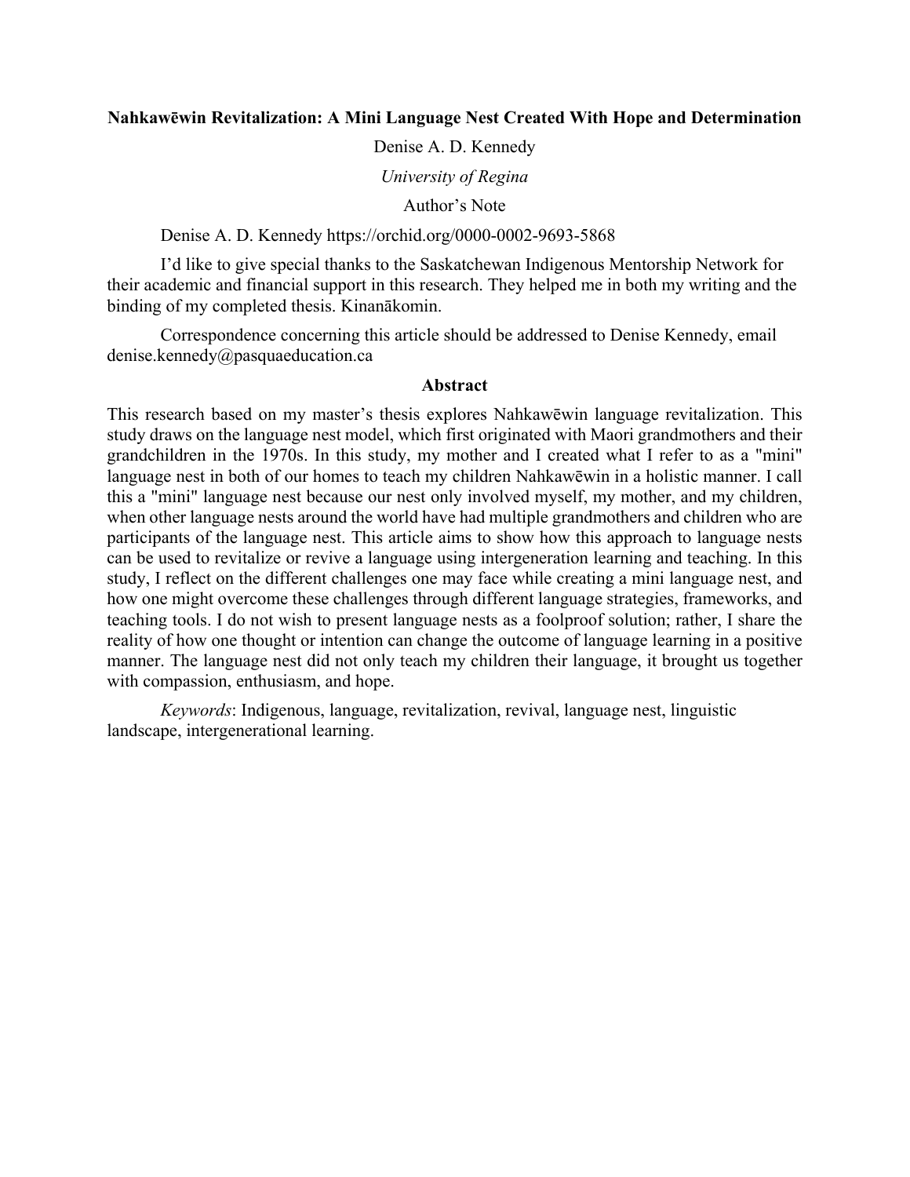# Nahkawēwin Revitalization: A Mini Language Nest Created With Hope and Determination

Denise A. D. Kennedy

*University of Regina*

Author's Note

Denise A. D. Kennedy https://orchid.org/0000-0002-9693-5868

I'd like to give special thanks to the Saskatchewan Indigenous Mentorship Network for their academic and financial support in this research. They helped me in both my writing and the binding of my completed thesis. Kinanākomin.

Correspondence concerning this article should be addressed to Denise Kennedy, email denise.kennedy@pasquaeducation.ca

## Abstract

This research based on my master's thesis explores Nahkawēwin language revitalization. This study draws on the language nest model, which first originated with Maori grandmothers and their grandchildren in the 1970s. In this study, my mother and I created what I refer to as a "mini" language nest in both of our homes to teach my children Nahkawēwin in a holistic manner. I call this a "mini" language nest because our nest only involved myself, my mother, and my children, when other language nests around the world have had multiple grandmothers and children who are participants of the language nest. This article aims to show how this approach to language nests can be used to revitalize or revive a language using intergeneration learning and teaching. In this study, I reflect on the different challenges one may face while creating a mini language nest, and how one might overcome these challenges through different language strategies, frameworks, and teaching tools. I do not wish to present language nests as a foolproof solution; rather, I share the reality of how one thought or intention can change the outcome of language learning in a positive manner. The language nest did not only teach my children their language, it brought us together with compassion, enthusiasm, and hope.

*Keywords*: Indigenous, language, revitalization, revival, language nest, linguistic landscape, intergenerational learning.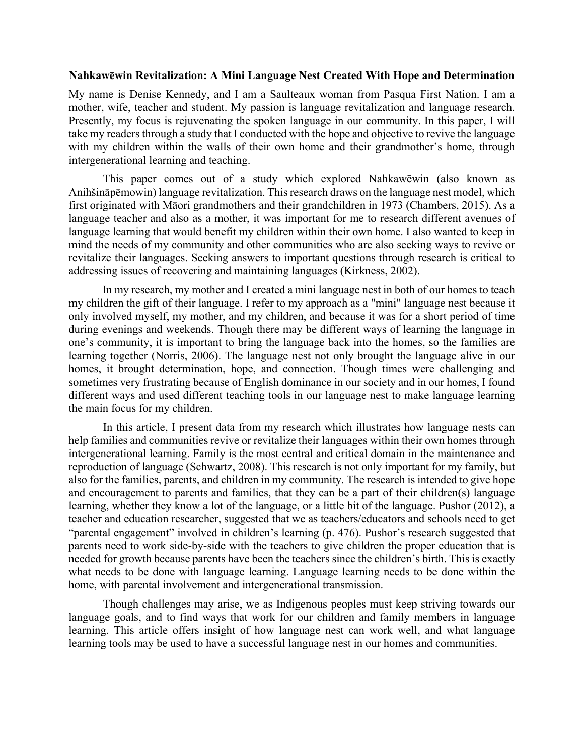**Nahkawēwin Revitalization: A Mini Language Nest Created With Hope and Determination**

My name is Denise Kennedy, and I am a Saulteaux woman from Pasqua First Nation. I am a mother, wife, teacher and student. My passion is language revitalization and language research. Presently, my focus is rejuvenating the spoken language in our community. In this paper, I will take my readers through a study that I conducted with the hope and objective to revive the language with my children within the walls of their own home and their grandmother's home, through intergenerational learning and teaching.

This paper comes out of a study which explored Nahkawēwin (also known as Anihšināpēmowin) language revitalization. This research draws on the language nest model, which first originated with Māori grandmothers and their grandchildren in 1973 (Chambers, 2015). As a language teacher and also as a mother, it was important for me to research different avenues of language learning that would benefit my children within their own home. I also wanted to keep in mind the needs of my community and other communities who are also seeking ways to revive or revitalize their languages. Seeking answers to important questions through research is critical to addressing issues of recovering and maintaining languages (Kirkness, 2002).

In my research, my mother and I created a mini language nest in both of our homes to teach my children the gift of their language. I refer to my approach as a "mini" language nest because it only involved myself, my mother, and my children, and because it was for a short period of time during evenings and weekends. Though there may be different ways of learning the language in one's community, it is important to bring the language back into the homes, so the families are learning together (Norris, 2006). The language nest not only brought the language alive in our homes, it brought determination, hope, and connection. Though times were challenging and sometimes very frustrating because of English dominance in our society and in our homes, I found different ways and used different teaching tools in our language nest to make language learning the main focus for my children.

In this article, I present data from my research which illustrates how language nests can help families and communities revive or revitalize their languages within their own homes through intergenerational learning. Family is the most central and critical domain in the maintenance and reproduction of language (Schwartz, 2008). This research is not only important for my family, but also for the families, parents, and children in my community. The research is intended to give hope and encouragement to parents and families, that they can be a part of their children(s) language learning, whether they know a lot of the language, or a little bit of the language. Pushor (2012), a teacher and education researcher, suggested that we as teachers/educators and schools need to get "parental engagement" involved in children's learning (p. 476). Pushor's research suggested that parents need to work side-by-side with the teachers to give children the proper education that is needed for growth because parents have been the teachers since the children's birth. This is exactly what needs to be done with language learning. Language learning needs to be done within the home, with parental involvement and intergenerational transmission.

Though challenges may arise, we as Indigenous peoples must keep striving towards our language goals, and to find ways that work for our children and family members in language learning. This article offers insight of how language nest can work well, and what language learning tools may be used to have a successful language nest in our homes and communities.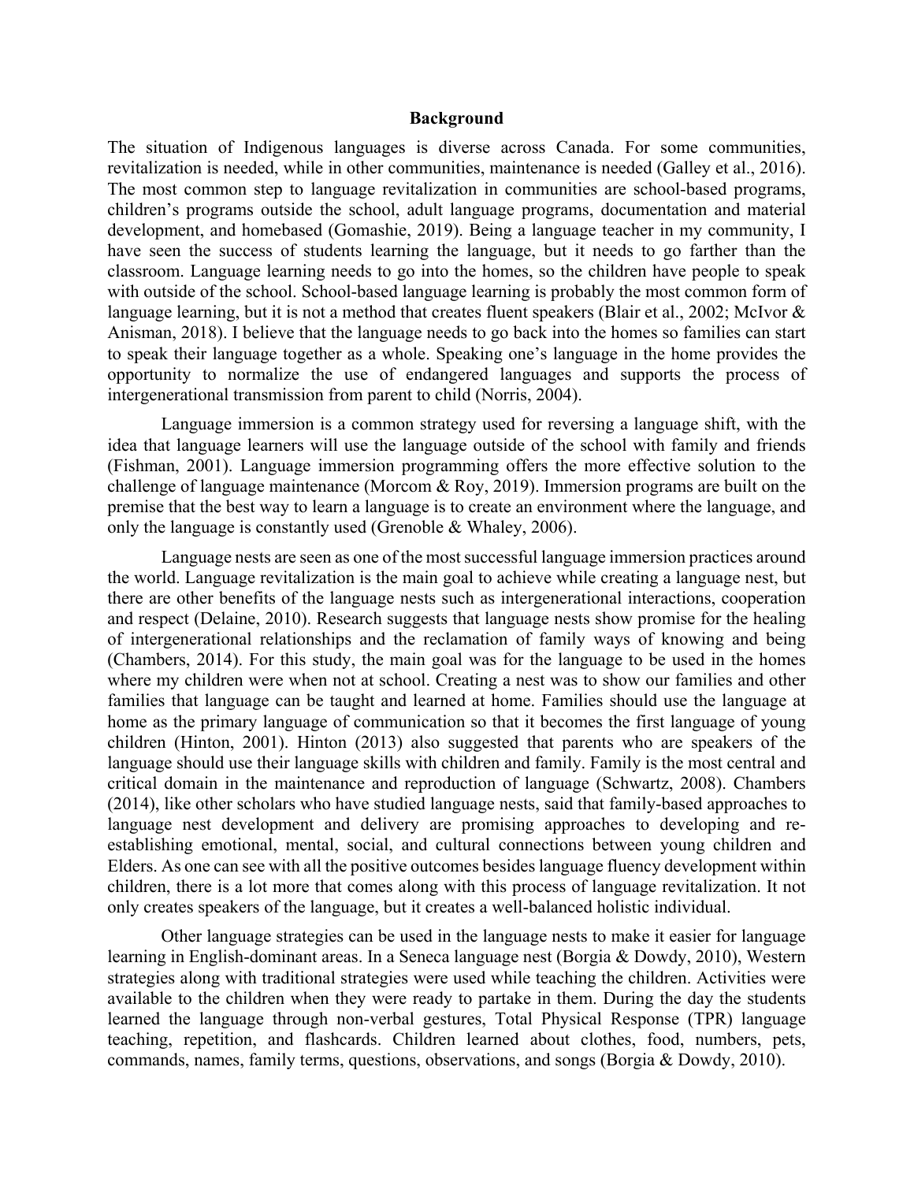## Background

The situation of Indigenous languages is diverse across Canada. For some communities, revitalization is needed, while in other communities, maintenance is needed (Galley et al., 2016). The most common step to language revitalization in communities are school-based programs, children's programs outside the school, adult language programs, documentation and material development, and homebased (Gomashie, 2019). Being a language teacher in my community, I have seen the success of students learning the language, but it needs to go farther than the classroom. Language learning needs to go into the homes, so the children have people to speak with outside of the school. School-based language learning is probably the most common form of language learning, but it is not a method that creates fluent speakers (Blair et al., 2002; McIvor & Anisman, 2018). I believe that the language needs to go back into the homes so families can start to speak their language together as a whole. Speaking one's language in the home provides the opportunity to normalize the use of endangered languages and supports the process of intergenerational transmission from parent to child (Norris, 2004).

Language immersion is a common strategy used for reversing a language shift, with the idea that language learners will use the language outside of the school with family and friends (Fishman, 2001). Language immersion programming offers the more effective solution to the challenge of language maintenance (Morcom & Roy, 2019). Immersion programs are built on the premise that the best way to learn a language is to create an environment where the language, and only the language is constantly used (Grenoble & Whaley, 2006).

Language nests are seen as one of the most successful language immersion practices around the world. Language revitalization is the main goal to achieve while creating a language nest, but there are other benefits of the language nests such as intergenerational interactions, cooperation and respect (Delaine, 2010). Research suggests that language nests show promise for the healing of intergenerational relationships and the reclamation of family ways of knowing and being (Chambers, 2014). For this study, the main goal was for the language to be used in the homes where my children were when not at school. Creating a nest was to show our families and other families that language can be taught and learned at home. Families should use the language at home as the primary language of communication so that it becomes the first language of young children (Hinton, 2001). Hinton (2013) also suggested that parents who are speakers of the language should use their language skills with children and family. Family is the most central and critical domain in the maintenance and reproduction of language (Schwartz, 2008). Chambers (2014), like other scholars who have studied language nests, said that family-based approaches to language nest development and delivery are promising approaches to developing and re-establishing emotional, mental, social, and cultural connections between young children and Elders. As one can see with all the positive outcomes besides language fluency development within children, there is a lot more that comes along with this process of language revitalization. It not only creates speakers of the language, but it creates a well-balanced holistic individual.

Other language strategies can be used in the language nests to make it easier for language learning in English-dominant areas. In a Seneca language nest (Borgia & Dowdy, 2010), Western strategies along with traditional strategies were used while teaching the children. Activities were available to the children when they were ready to partake in them. During the day the students learned the language through non-verbal gestures, Total Physical Response (TPR) language teaching, repetition, and flashcards. Children learned about clothes, food, numbers, pets, commands, names, family terms, questions, observations, and songs (Borgia & Dowdy, 2010).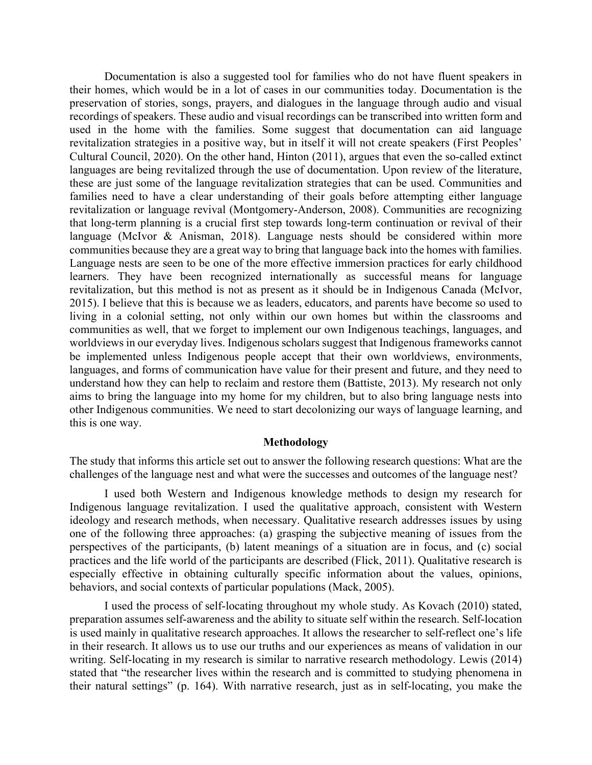Documentation is also a suggested tool for families who do not have fluent speakers in their homes, which would be in a lot of cases in our communities today. Documentation is the preservation of stories, songs, prayers, and dialogues in the language through audio and visual recordings of speakers. These audio and visual recordings can be transcribed into written form and used in the home with the families. Some suggest that documentation can aid language revitalization strategies in a positive way, but in itself it will not create speakers (First Peoples' Cultural Council, 2020). On the other hand, Hinton (2011), argues that even the so-called extinct languages are being revitalized through the use of documentation. Upon review of the literature, these are just some of the language revitalization strategies that can be used. Communities and families need to have a clear understanding of their goals before attempting either language revitalization or language revival (Montgomery-Anderson, 2008). Communities are recognizing that long-term planning is a crucial first step towards long-term continuation or revival of their language (McIvor & Anisman, 2018). Language nests should be considered within more communities because they are a great way to bring that language back into the homes with families. Language nests are seen to be one of the more effective immersion practices for early childhood learners. They have been recognized internationally as successful means for language revitalization, but this method is not as present as it should be in Indigenous Canada (McIvor, 2015). I believe that this is because we as leaders, educators, and parents have become so used to living in a colonial setting, not only within our own homes but within the classrooms and communities as well, that we forget to implement our own Indigenous teachings, languages, and worldviews in our everyday lives. Indigenous scholars suggest that Indigenous frameworks cannot be implemented unless Indigenous people accept that their own worldviews, environments, languages, and forms of communication have value for their present and future, and they need to understand how they can help to reclaim and restore them (Battiste, 2013). My research not only aims to bring the language into my home for my children, but to also bring language nests into other Indigenous communities. We need to start decolonizing our ways of language learning, and this is one way.

## Methodology

The study that informs this article set out to answer the following research questions: What are the challenges of the language nest and what were the successes and outcomes of the language nest?

I used both Western and Indigenous knowledge methods to design my research for Indigenous language revitalization. I used the qualitative approach, consistent with Western ideology and research methods, when necessary. Qualitative research addresses issues by using one of the following three approaches: (a) grasping the subjective meaning of issues from the perspectives of the participants, (b) latent meanings of a situation are in focus, and (c) social practices and the life world of the participants are described (Flick, 2011). Qualitative research is especially effective in obtaining culturally specific information about the values, opinions, behaviors, and social contexts of particular populations (Mack, 2005).

I used the process of self-locating throughout my whole study. As Kovach (2010) stated, preparation assumes self-awareness and the ability to situate self within the research. Self-location is used mainly in qualitative research approaches. It allows the researcher to self-reflect one's life in their research. It allows us to use our truths and our experiences as means of validation in our writing. Self-locating in my research is similar to narrative research methodology. Lewis (2014) stated that "the researcher lives within the research and is committed to studying phenomena in their natural settings" (p. 164). With narrative research, just as in self-locating, you make the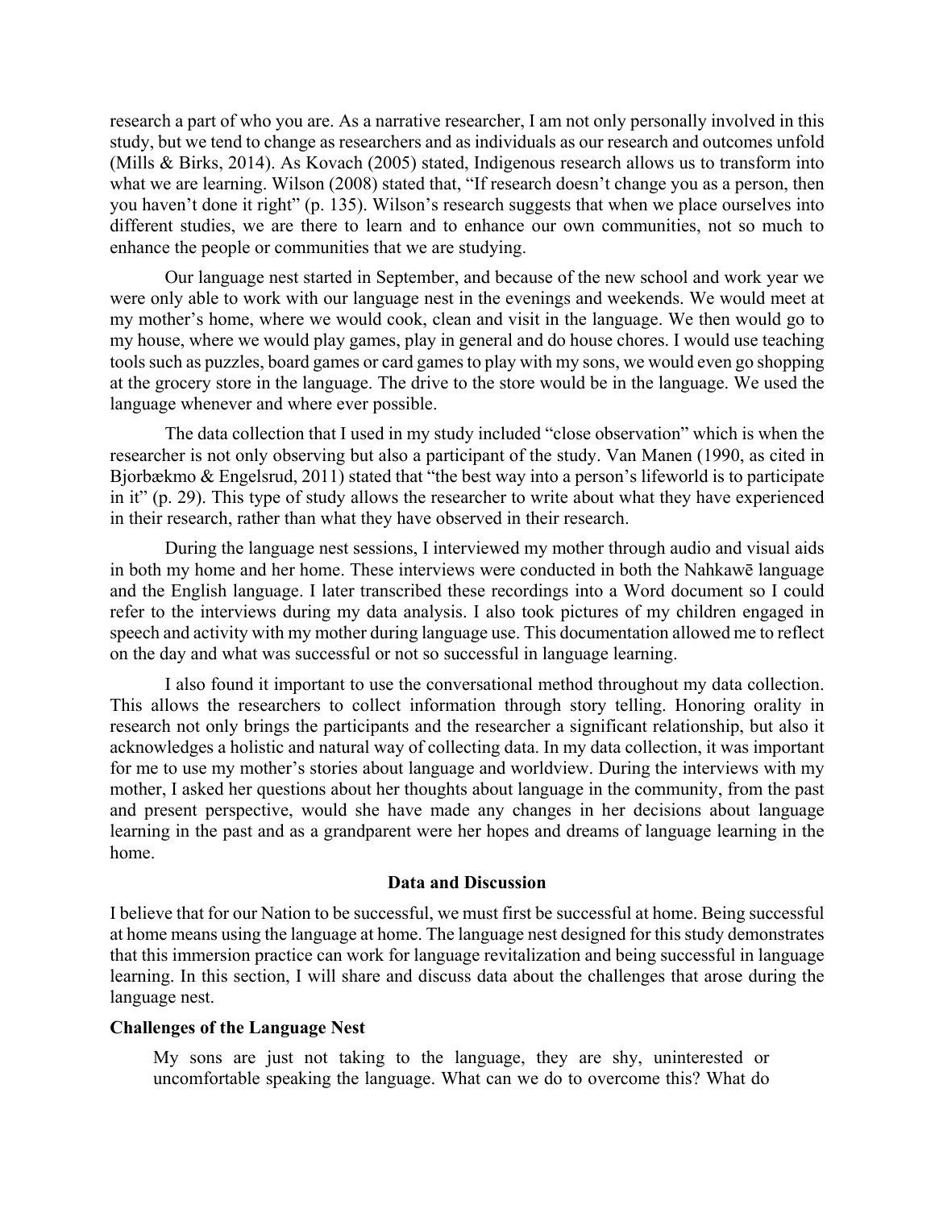research a part of who you are. As a narrative researcher, I am not only personally involved in this study, but we tend to change as researchers and as individuals as our research and outcomes unfold (Mills & Birks, 2014). As Kovach (2005) stated, Indigenous research allows us to transform into what we are learning. Wilson (2008) stated that, "If research doesn't change you as a person, then you haven't done it right" (p. 135). Wilson's research suggests that when we place ourselves into different studies, we are there to learn and to enhance our own communities, not so much to enhance the people or communities that we are studying.

Our language nest started in September, and because of the new school and work year we were only able to work with our language nest in the evenings and weekends. We would meet at my mother's home, where we would cook, clean and visit in the language. We then would go to my house, where we would play games, play in general and do house chores. I would use teaching tools such as puzzles, board games or card games to play with my sons, we would even go shopping at the grocery store in the language. The drive to the store would be in the language. We used the language whenever and where ever possible.

The data collection that I used in my study included "close observation" which is when the researcher is not only observing but also a participant of the study. Van Manen (1990, as cited in Bjorbækmo & Engelsrud, 2011) stated that "the best way into a person's lifeworld is to participate in it" (p. 29). This type of study allows the researcher to write about what they have experienced in their research, rather than what they have observed in their research.

During the language nest sessions, I interviewed my mother through audio and visual aids in both my home and her home. These interviews were conducted in both the Nahkawē language and the English language. I later transcribed these recordings into a Word document so I could refer to the interviews during my data analysis. I also took pictures of my children engaged in speech and activity with my mother during language use. This documentation allowed me to reflect on the day and what was successful or not so successful in language learning.

I also found it important to use the conversational method throughout my data collection. This allows the researchers to collect information through story telling. Honoring orality in research not only brings the participants and the researcher a significant relationship, but also it acknowledges a holistic and natural way of collecting data. In my data collection, it was important for me to use my mother's stories about language and worldview. During the interviews with my mother, I asked her questions about her thoughts about language in the community, from the past and present perspective, would she have made any changes in her decisions about language learning in the past and as a grandparent were her hopes and dreams of language learning in the home.

## Data and Discussion

I believe that for our Nation to be successful, we must first be successful at home. Being successful at home means using the language at home. The language nest designed for this study demonstrates that this immersion practice can work for language revitalization and being successful in language learning. In this section, I will share and discuss data about the challenges that arose during the language nest.

### Challenges of the Language Nest

> My sons are just not taking to the language, they are shy, uninterested or uncomfortable speaking the language. What can we do to overcome this? What do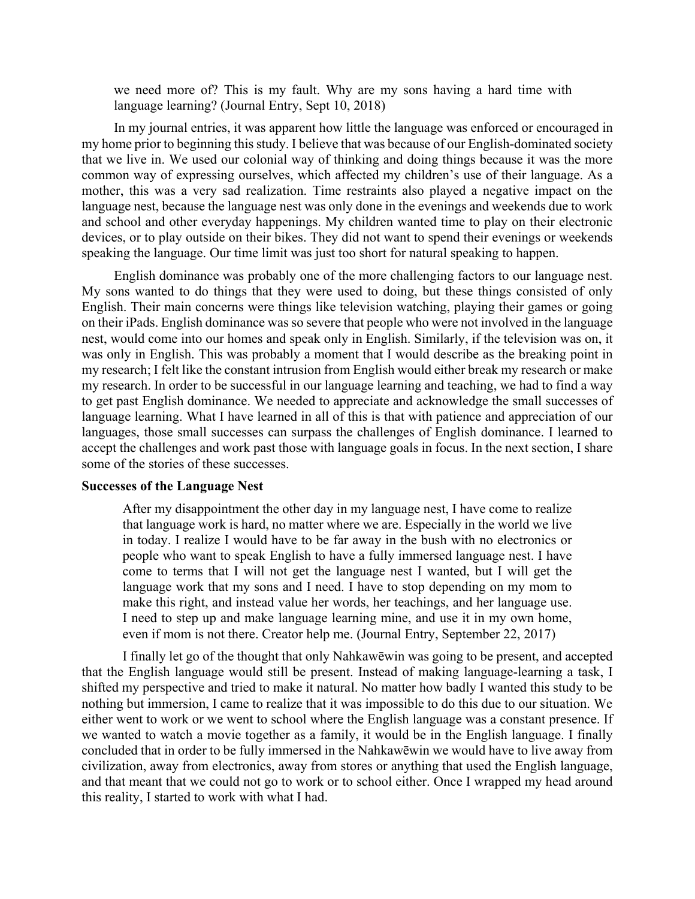> we need more of? This is my fault. Why are my sons having a hard time with language learning? (Journal Entry, Sept 10, 2018)

In my journal entries, it was apparent how little the language was enforced or encouraged in my home prior to beginning this study. I believe that was because of our English-dominated society that we live in. We used our colonial way of thinking and doing things because it was the more common way of expressing ourselves, which affected my children's use of their language. As a mother, this was a very sad realization. Time restraints also played a negative impact on the language nest, because the language nest was only done in the evenings and weekends due to work and school and other everyday happenings. My children wanted time to play on their electronic devices, or to play outside on their bikes. They did not want to spend their evenings or weekends speaking the language. Our time limit was just too short for natural speaking to happen.

English dominance was probably one of the more challenging factors to our language nest. My sons wanted to do things that they were used to doing, but these things consisted of only English. Their main concerns were things like television watching, playing their games or going on their iPads. English dominance was so severe that people who were not involved in the language nest, would come into our homes and speak only in English. Similarly, if the television was on, it was only in English. This was probably a moment that I would describe as the breaking point in my research; I felt like the constant intrusion from English would either break my research or make my research. In order to be successful in our language learning and teaching, we had to find a way to get past English dominance. We needed to appreciate and acknowledge the small successes of language learning. What I have learned in all of this is that with patience and appreciation of our languages, those small successes can surpass the challenges of English dominance. I learned to accept the challenges and work past those with language goals in focus. In the next section, I share some of the stories of these successes.

**Successes of the Language Nest**

> After my disappointment the other day in my language nest, I have come to realize that language work is hard, no matter where we are. Especially in the world we live in today. I realize I would have to be far away in the bush with no electronics or people who want to speak English to have a fully immersed language nest. I have come to terms that I will not get the language nest I wanted, but I will get the language work that my sons and I need. I have to stop depending on my mom to make this right, and instead value her words, her teachings, and her language use. I need to step up and make language learning mine, and use it in my own home, even if mom is not there. Creator help me. (Journal Entry, September 22, 2017)

I finally let go of the thought that only Nahkawēwin was going to be present, and accepted that the English language would still be present. Instead of making language-learning a task, I shifted my perspective and tried to make it natural. No matter how badly I wanted this study to be nothing but immersion, I came to realize that it was impossible to do this due to our situation. We either went to work or we went to school where the English language was a constant presence. If we wanted to watch a movie together as a family, it would be in the English language. I finally concluded that in order to be fully immersed in the Nahkawēwin we would have to live away from civilization, away from electronics, away from stores or anything that used the English language, and that meant that we could not go to work or to school either. Once I wrapped my head around this reality, I started to work with what I had.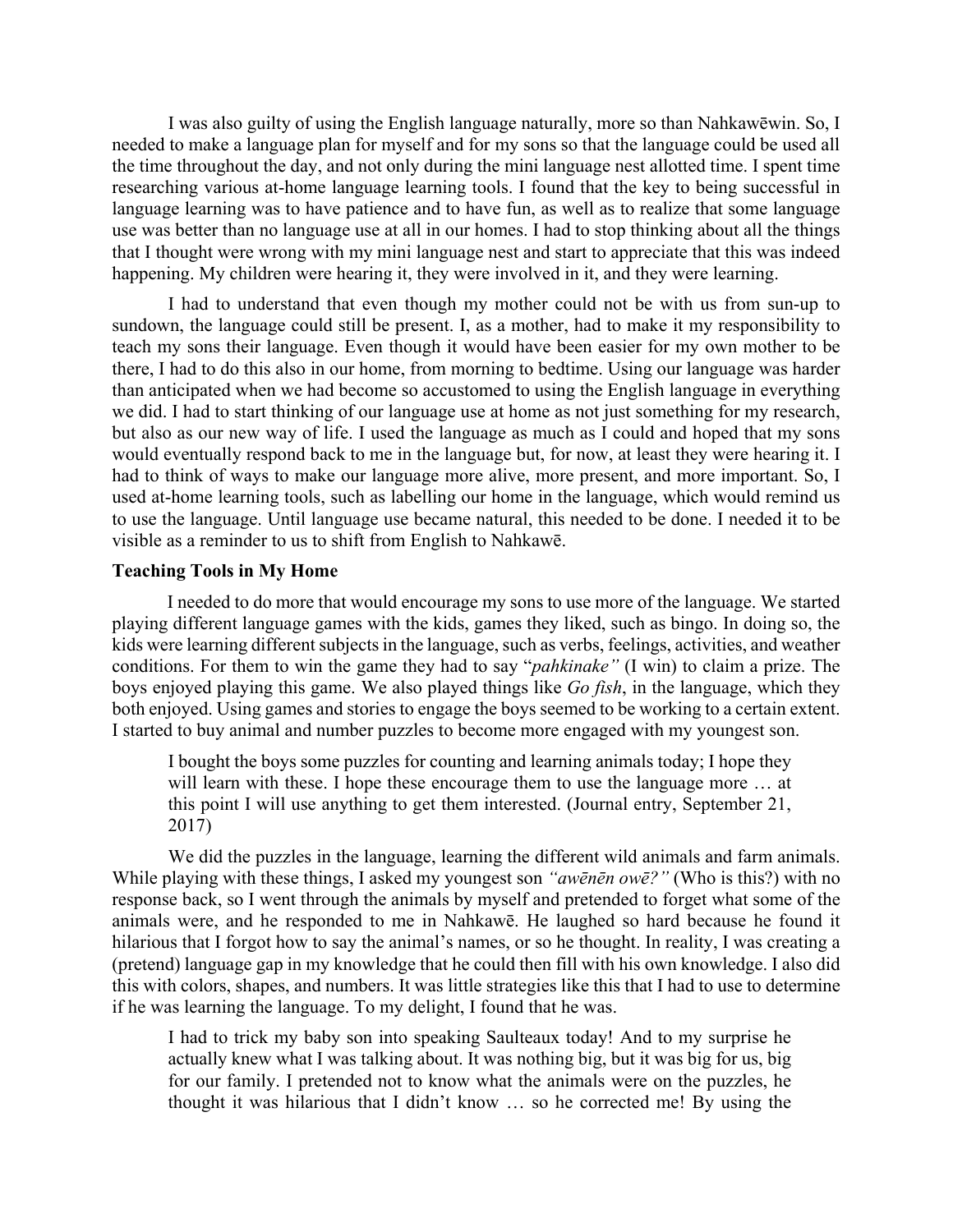I was also guilty of using the English language naturally, more so than Nahkawēwin. So, I needed to make a language plan for myself and for my sons so that the language could be used all the time throughout the day, and not only during the mini language nest allotted time. I spent time researching various at-home language learning tools. I found that the key to being successful in language learning was to have patience and to have fun, as well as to realize that some language use was better than no language use at all in our homes. I had to stop thinking about all the things that I thought were wrong with my mini language nest and start to appreciate that this was indeed happening. My children were hearing it, they were involved in it, and they were learning.

I had to understand that even though my mother could not be with us from sun-up to sundown, the language could still be present. I, as a mother, had to make it my responsibility to teach my sons their language. Even though it would have been easier for my own mother to be there, I had to do this also in our home, from morning to bedtime. Using our language was harder than anticipated when we had become so accustomed to using the English language in everything we did. I had to start thinking of our language use at home as not just something for my research, but also as our new way of life. I used the language as much as I could and hoped that my sons would eventually respond back to me in the language but, for now, at least they were hearing it. I had to think of ways to make our language more alive, more present, and more important. So, I used at-home learning tools, such as labelling our home in the language, which would remind us to use the language. Until language use became natural, this needed to be done. I needed it to be visible as a reminder to us to shift from English to Nahkawē.

**Teaching Tools in My Home**

I needed to do more that would encourage my sons to use more of the language. We started playing different language games with the kids, games they liked, such as bingo. In doing so, the kids were learning different subjects in the language, such as verbs, feelings, activities, and weather conditions. For them to win the game they had to say "*pahkinake"* (I win) to claim a prize. The boys enjoyed playing this game. We also played things like *Go fish*, in the language, which they both enjoyed. Using games and stories to engage the boys seemed to be working to a certain extent. I started to buy animal and number puzzles to become more engaged with my youngest son.

> I bought the boys some puzzles for counting and learning animals today; I hope they will learn with these. I hope these encourage them to use the language more … at this point I will use anything to get them interested. (Journal entry, September 21, 2017)

We did the puzzles in the language, learning the different wild animals and farm animals. While playing with these things, I asked my youngest son *"awēnēn owē?"* (Who is this?) with no response back, so I went through the animals by myself and pretended to forget what some of the animals were, and he responded to me in Nahkawē. He laughed so hard because he found it hilarious that I forgot how to say the animal's names, or so he thought. In reality, I was creating a (pretend) language gap in my knowledge that he could then fill with his own knowledge. I also did this with colors, shapes, and numbers. It was little strategies like this that I had to use to determine if he was learning the language. To my delight, I found that he was.

> I had to trick my baby son into speaking Saulteaux today! And to my surprise he actually knew what I was talking about. It was nothing big, but it was big for us, big for our family. I pretended not to know what the animals were on the puzzles, he thought it was hilarious that I didn't know … so he corrected me! By using the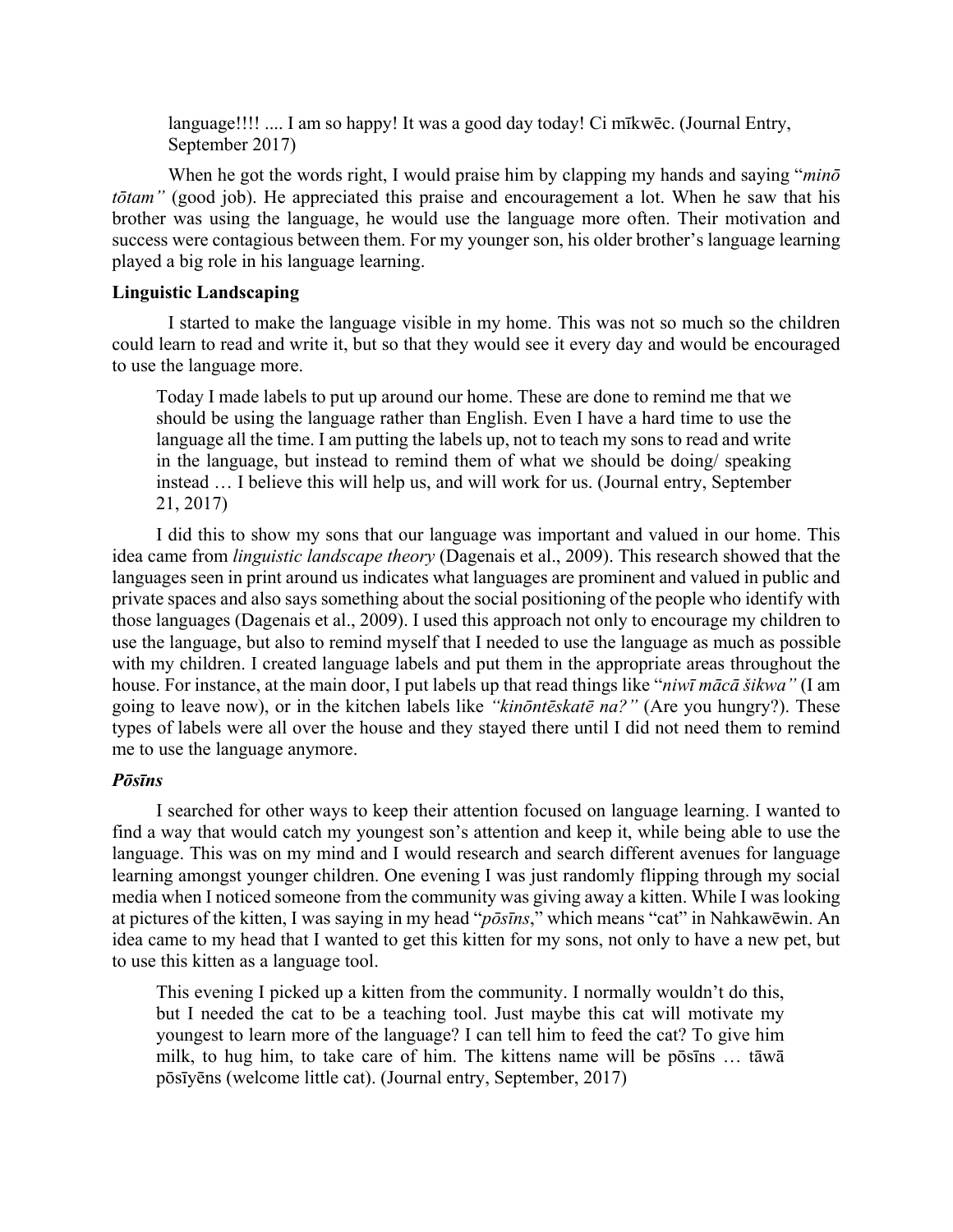> language!!!! .... I am so happy! It was a good day today! Ci mīkwēc. (Journal Entry, September 2017)

When he got the words right, I would praise him by clapping my hands and saying "*minō tōtam"* (good job). He appreciated this praise and encouragement a lot. When he saw that his brother was using the language, he would use the language more often. Their motivation and success were contagious between them. For my younger son, his older brother's language learning played a big role in his language learning.

**Linguistic Landscaping**

I started to make the language visible in my home. This was not so much so the children could learn to read and write it, but so that they would see it every day and would be encouraged to use the language more.

> Today I made labels to put up around our home. These are done to remind me that we should be using the language rather than English. Even I have a hard time to use the language all the time. I am putting the labels up, not to teach my sons to read and write in the language, but instead to remind them of what we should be doing/ speaking instead … I believe this will help us, and will work for us. (Journal entry, September 21, 2017)

I did this to show my sons that our language was important and valued in our home. This idea came from *linguistic landscape theory* (Dagenais et al., 2009). This research showed that the languages seen in print around us indicates what languages are prominent and valued in public and private spaces and also says something about the social positioning of the people who identify with those languages (Dagenais et al., 2009). I used this approach not only to encourage my children to use the language, but also to remind myself that I needed to use the language as much as possible with my children. I created language labels and put them in the appropriate areas throughout the house. For instance, at the main door, I put labels up that read things like "*niwī mācā šikwa"* (I am going to leave now), or in the kitchen labels like *"kinōntēskatē na?"* (Are you hungry?). These types of labels were all over the house and they stayed there until I did not need them to remind me to use the language anymore.

***Pōsīns***

I searched for other ways to keep their attention focused on language learning. I wanted to find a way that would catch my youngest son's attention and keep it, while being able to use the language. This was on my mind and I would research and search different avenues for language learning amongst younger children. One evening I was just randomly flipping through my social media when I noticed someone from the community was giving away a kitten. While I was looking at pictures of the kitten, I was saying in my head "*pōsīns*," which means "cat" in Nahkawēwin. An idea came to my head that I wanted to get this kitten for my sons, not only to have a new pet, but to use this kitten as a language tool.

> This evening I picked up a kitten from the community. I normally wouldn't do this, but I needed the cat to be a teaching tool. Just maybe this cat will motivate my youngest to learn more of the language? I can tell him to feed the cat? To give him milk, to hug him, to take care of him. The kittens name will be pōsīns … tāwā pōsīyēns (welcome little cat). (Journal entry, September, 2017)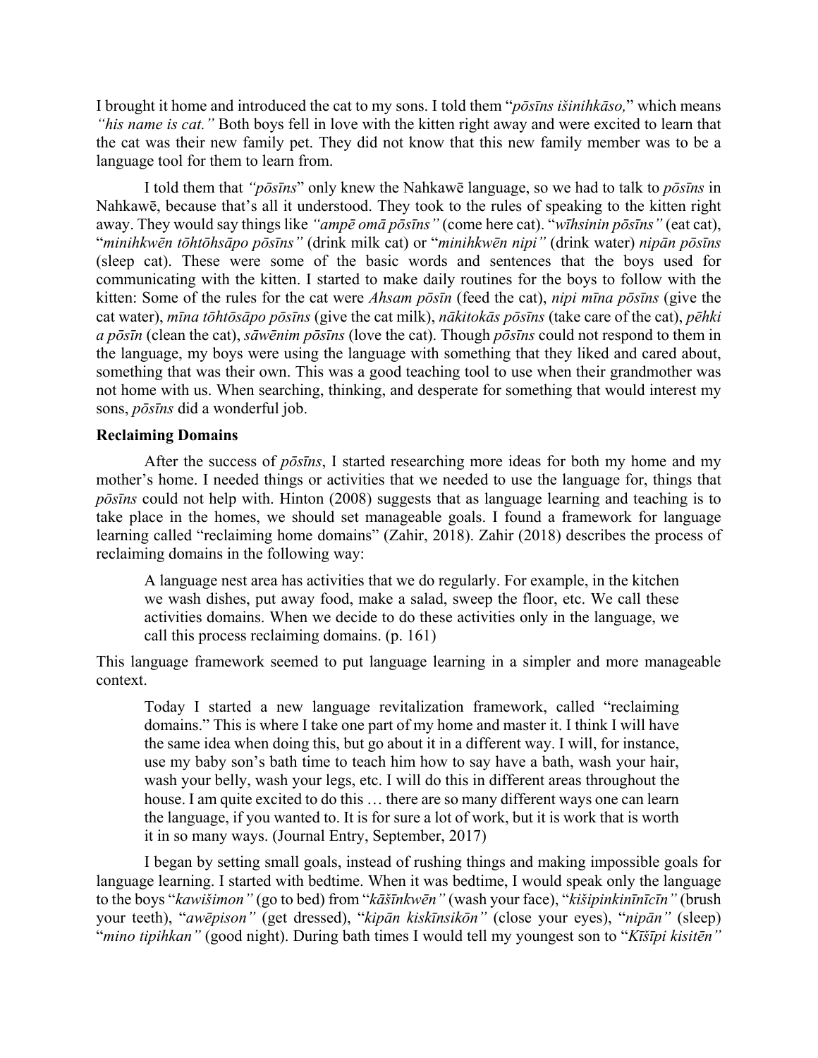I brought it home and introduced the cat to my sons. I told them "*pōsīns išinihkāso,*" which means *"his name is cat."* Both boys fell in love with the kitten right away and were excited to learn that the cat was their new family pet. They did not know that this new family member was to be a language tool for them to learn from.

I told them that *"pōsīns*" only knew the Nahkawē language, so we had to talk to *pōsīns* in Nahkawē, because that's all it understood. They took to the rules of speaking to the kitten right away. They would say things like *"ampē omā pōsīns"* (come here cat). "*wīhsinin pōsīns"* (eat cat), "*minihkwēn tōhtōhsāpo pōsīns"* (drink milk cat) or "*minihkwēn nipi"* (drink water) *nipān pōsīns* (sleep cat). These were some of the basic words and sentences that the boys used for communicating with the kitten. I started to make daily routines for the boys to follow with the kitten: Some of the rules for the cat were *Ahsam pōsīn* (feed the cat), *nipi mīna pōsīns* (give the cat water), *mīna tōhtōsāpo pōsīns* (give the cat milk), *nākitokās pōsīns* (take care of the cat), *pēhki a pōsīn* (clean the cat), *sāwēnim pōsīns* (love the cat). Though *pōsīns* could not respond to them in the language, my boys were using the language with something that they liked and cared about, something that was their own. This was a good teaching tool to use when their grandmother was not home with us. When searching, thinking, and desperate for something that would interest my sons, *pōsīns* did a wonderful job.

**Reclaiming Domains**

After the success of *pōsīns*, I started researching more ideas for both my home and my mother's home. I needed things or activities that we needed to use the language for, things that *pōsīns* could not help with. Hinton (2008) suggests that as language learning and teaching is to take place in the homes, we should set manageable goals. I found a framework for language learning called "reclaiming home domains" (Zahir, 2018). Zahir (2018) describes the process of reclaiming domains in the following way:

> A language nest area has activities that we do regularly. For example, in the kitchen we wash dishes, put away food, make a salad, sweep the floor, etc. We call these activities domains. When we decide to do these activities only in the language, we call this process reclaiming domains. (p. 161)

This language framework seemed to put language learning in a simpler and more manageable context.

> Today I started a new language revitalization framework, called "reclaiming domains." This is where I take one part of my home and master it. I think I will have the same idea when doing this, but go about it in a different way. I will, for instance, use my baby son's bath time to teach him how to say have a bath, wash your hair, wash your belly, wash your legs, etc. I will do this in different areas throughout the house. I am quite excited to do this … there are so many different ways one can learn the language, if you wanted to. It is for sure a lot of work, but it is work that is worth it in so many ways. (Journal Entry, September, 2017)

I began by setting small goals, instead of rushing things and making impossible goals for language learning. I started with bedtime. When it was bedtime, I would speak only the language to the boys "*kawišimon"* (go to bed) from "*kāšīnkwēn"* (wash your face), "*kišipinkinīnīcīn"* (brush your teeth), "*awēpison"* (get dressed), "*kipān kiskīnsikōn"* (close your eyes), "*nipān"* (sleep) "*mino tipihkan"* (good night). During bath times I would tell my youngest son to "*Kīšīpi kisitēn"*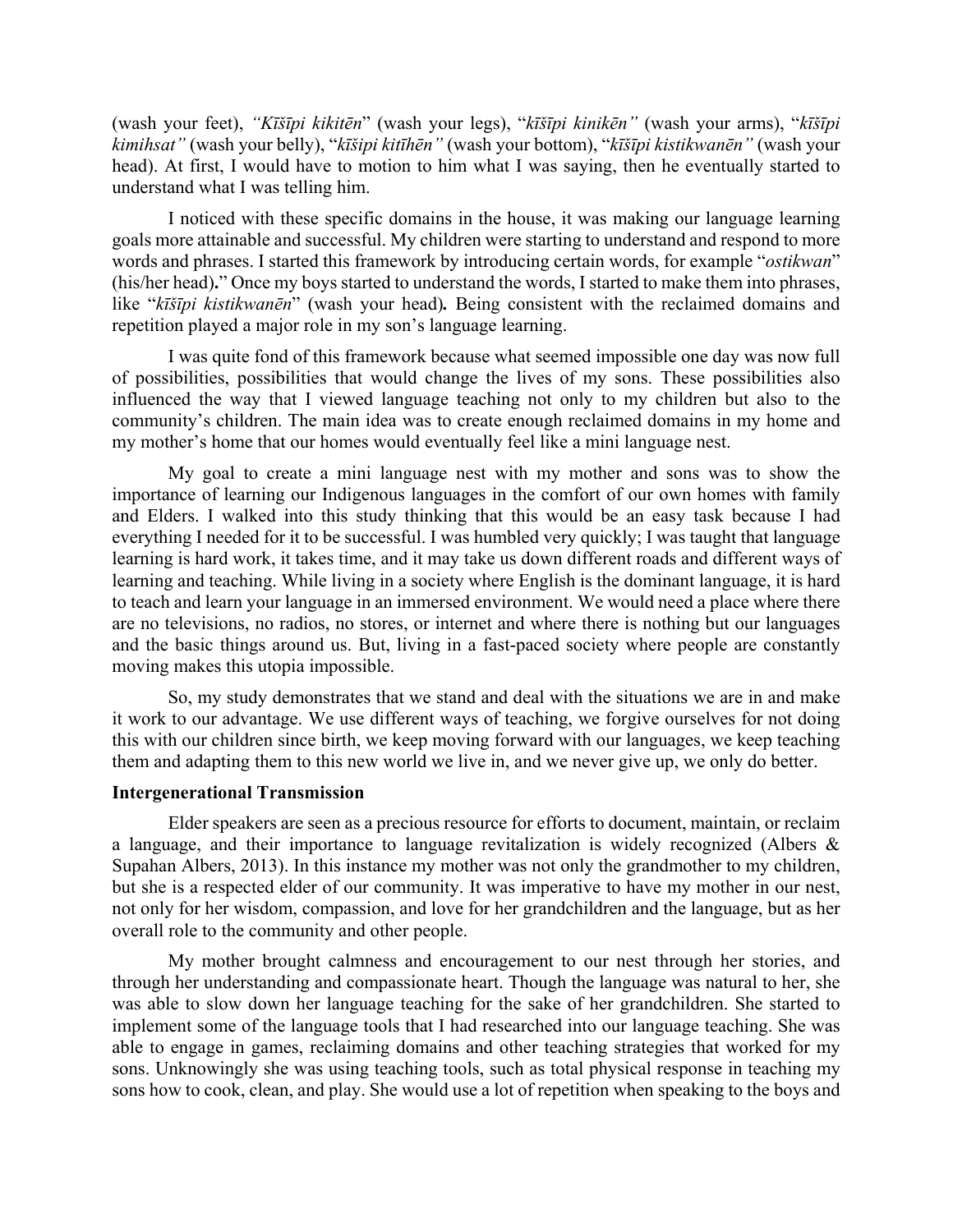(wash your feet), *"Kīšīpi kikitēn*" (wash your legs), "*kīšīpi kinikēn"* (wash your arms), "*kīšīpi kimihsat"* (wash your belly), "*kīšipi kitīhēn"* (wash your bottom), "*kīšīpi kistikwanēn"* (wash your head). At first, I would have to motion to him what I was saying, then he eventually started to understand what I was telling him.

I noticed with these specific domains in the house, it was making our language learning goals more attainable and successful. My children were starting to understand and respond to more words and phrases. I started this framework by introducing certain words, for example "*ostikwan*" (his/her head)**.**" Once my boys started to understand the words, I started to make them into phrases, like "*kīšīpi kistikwanēn*" (wash your head)**.** Being consistent with the reclaimed domains and repetition played a major role in my son's language learning.

I was quite fond of this framework because what seemed impossible one day was now full of possibilities, possibilities that would change the lives of my sons. These possibilities also influenced the way that I viewed language teaching not only to my children but also to the community's children. The main idea was to create enough reclaimed domains in my home and my mother's home that our homes would eventually feel like a mini language nest.

My goal to create a mini language nest with my mother and sons was to show the importance of learning our Indigenous languages in the comfort of our own homes with family and Elders. I walked into this study thinking that this would be an easy task because I had everything I needed for it to be successful. I was humbled very quickly; I was taught that language learning is hard work, it takes time, and it may take us down different roads and different ways of learning and teaching. While living in a society where English is the dominant language, it is hard to teach and learn your language in an immersed environment. We would need a place where there are no televisions, no radios, no stores, or internet and where there is nothing but our languages and the basic things around us. But, living in a fast-paced society where people are constantly moving makes this utopia impossible.

So, my study demonstrates that we stand and deal with the situations we are in and make it work to our advantage. We use different ways of teaching, we forgive ourselves for not doing this with our children since birth, we keep moving forward with our languages, we keep teaching them and adapting them to this new world we live in, and we never give up, we only do better.

**Intergenerational Transmission**

Elder speakers are seen as a precious resource for efforts to document, maintain, or reclaim a language, and their importance to language revitalization is widely recognized (Albers & Supahan Albers, 2013). In this instance my mother was not only the grandmother to my children, but she is a respected elder of our community. It was imperative to have my mother in our nest, not only for her wisdom, compassion, and love for her grandchildren and the language, but as her overall role to the community and other people.

My mother brought calmness and encouragement to our nest through her stories, and through her understanding and compassionate heart. Though the language was natural to her, she was able to slow down her language teaching for the sake of her grandchildren. She started to implement some of the language tools that I had researched into our language teaching. She was able to engage in games, reclaiming domains and other teaching strategies that worked for my sons. Unknowingly she was using teaching tools, such as total physical response in teaching my sons how to cook, clean, and play. She would use a lot of repetition when speaking to the boys and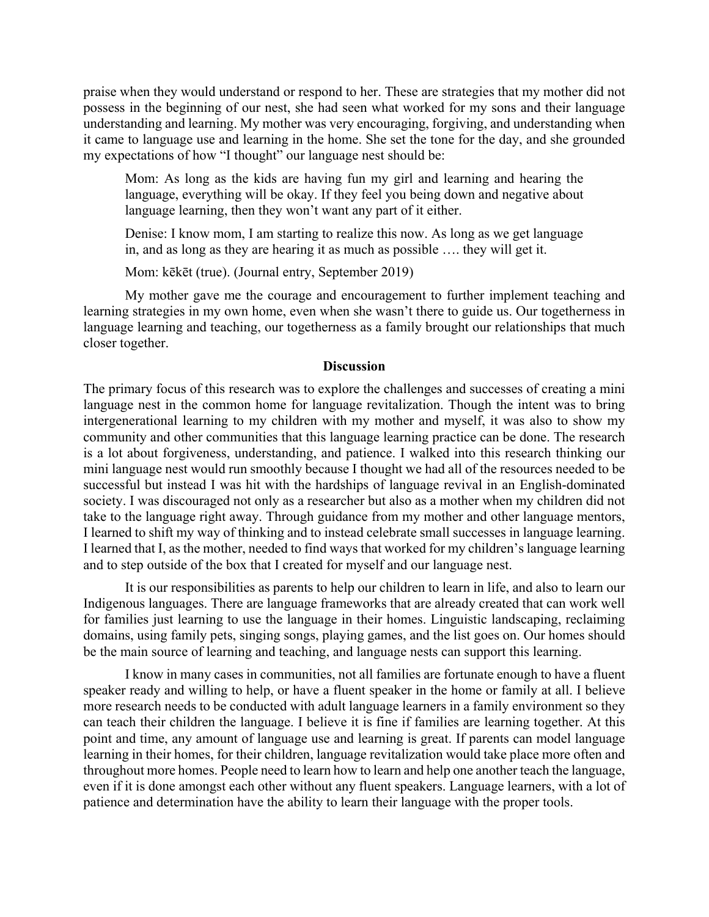praise when they would understand or respond to her. These are strategies that my mother did not possess in the beginning of our nest, she had seen what worked for my sons and their language understanding and learning. My mother was very encouraging, forgiving, and understanding when it came to language use and learning in the home. She set the tone for the day, and she grounded my expectations of how "I thought" our language nest should be:

> Mom: As long as the kids are having fun my girl and learning and hearing the language, everything will be okay. If they feel you being down and negative about language learning, then they won't want any part of it either.
>
> Denise: I know mom, I am starting to realize this now. As long as we get language in, and as long as they are hearing it as much as possible …. they will get it.
>
> Mom: kēkēt (true). (Journal entry, September 2019)

My mother gave me the courage and encouragement to further implement teaching and learning strategies in my own home, even when she wasn't there to guide us. Our togetherness in language learning and teaching, our togetherness as a family brought our relationships that much closer together.

## Discussion

The primary focus of this research was to explore the challenges and successes of creating a mini language nest in the common home for language revitalization. Though the intent was to bring intergenerational learning to my children with my mother and myself, it was also to show my community and other communities that this language learning practice can be done. The research is a lot about forgiveness, understanding, and patience. I walked into this research thinking our mini language nest would run smoothly because I thought we had all of the resources needed to be successful but instead I was hit with the hardships of language revival in an English-dominated society. I was discouraged not only as a researcher but also as a mother when my children did not take to the language right away. Through guidance from my mother and other language mentors, I learned to shift my way of thinking and to instead celebrate small successes in language learning. I learned that I, as the mother, needed to find ways that worked for my children's language learning and to step outside of the box that I created for myself and our language nest.

It is our responsibilities as parents to help our children to learn in life, and also to learn our Indigenous languages. There are language frameworks that are already created that can work well for families just learning to use the language in their homes. Linguistic landscaping, reclaiming domains, using family pets, singing songs, playing games, and the list goes on. Our homes should be the main source of learning and teaching, and language nests can support this learning.

I know in many cases in communities, not all families are fortunate enough to have a fluent speaker ready and willing to help, or have a fluent speaker in the home or family at all. I believe more research needs to be conducted with adult language learners in a family environment so they can teach their children the language. I believe it is fine if families are learning together. At this point and time, any amount of language use and learning is great. If parents can model language learning in their homes, for their children, language revitalization would take place more often and throughout more homes. People need to learn how to learn and help one another teach the language, even if it is done amongst each other without any fluent speakers. Language learners, with a lot of patience and determination have the ability to learn their language with the proper tools.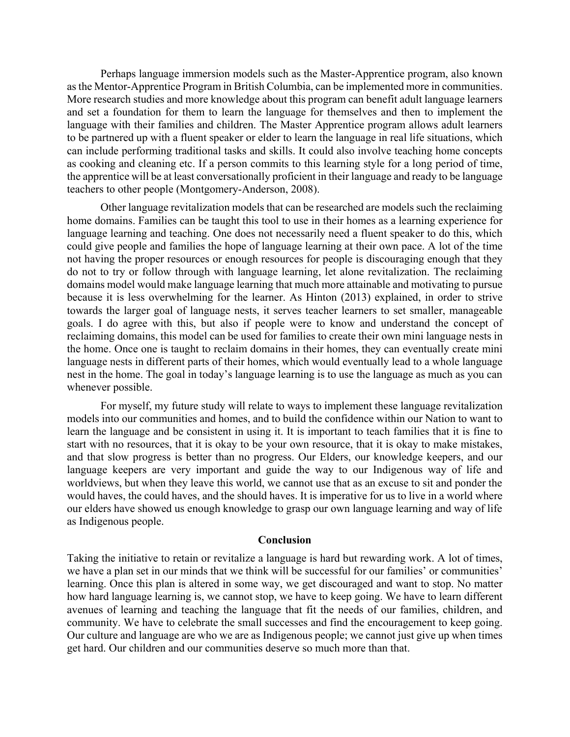Perhaps language immersion models such as the Master-Apprentice program, also known as the Mentor-Apprentice Program in British Columbia, can be implemented more in communities. More research studies and more knowledge about this program can benefit adult language learners and set a foundation for them to learn the language for themselves and then to implement the language with their families and children. The Master Apprentice program allows adult learners to be partnered up with a fluent speaker or elder to learn the language in real life situations, which can include performing traditional tasks and skills. It could also involve teaching home concepts as cooking and cleaning etc. If a person commits to this learning style for a long period of time, the apprentice will be at least conversationally proficient in their language and ready to be language teachers to other people (Montgomery-Anderson, 2008).

Other language revitalization models that can be researched are models such the reclaiming home domains. Families can be taught this tool to use in their homes as a learning experience for language learning and teaching. One does not necessarily need a fluent speaker to do this, which could give people and families the hope of language learning at their own pace. A lot of the time not having the proper resources or enough resources for people is discouraging enough that they do not to try or follow through with language learning, let alone revitalization. The reclaiming domains model would make language learning that much more attainable and motivating to pursue because it is less overwhelming for the learner. As Hinton (2013) explained, in order to strive towards the larger goal of language nests, it serves teacher learners to set smaller, manageable goals. I do agree with this, but also if people were to know and understand the concept of reclaiming domains, this model can be used for families to create their own mini language nests in the home. Once one is taught to reclaim domains in their homes, they can eventually create mini language nests in different parts of their homes, which would eventually lead to a whole language nest in the home. The goal in today's language learning is to use the language as much as you can whenever possible.

For myself, my future study will relate to ways to implement these language revitalization models into our communities and homes, and to build the confidence within our Nation to want to learn the language and be consistent in using it. It is important to teach families that it is fine to start with no resources, that it is okay to be your own resource, that it is okay to make mistakes, and that slow progress is better than no progress. Our Elders, our knowledge keepers, and our language keepers are very important and guide the way to our Indigenous way of life and worldviews, but when they leave this world, we cannot use that as an excuse to sit and ponder the would haves, the could haves, and the should haves. It is imperative for us to live in a world where our elders have showed us enough knowledge to grasp our own language learning and way of life as Indigenous people.

## Conclusion

Taking the initiative to retain or revitalize a language is hard but rewarding work. A lot of times, we have a plan set in our minds that we think will be successful for our families' or communities' learning. Once this plan is altered in some way, we get discouraged and want to stop. No matter how hard language learning is, we cannot stop, we have to keep going. We have to learn different avenues of learning and teaching the language that fit the needs of our families, children, and community. We have to celebrate the small successes and find the encouragement to keep going. Our culture and language are who we are as Indigenous people; we cannot just give up when times get hard. Our children and our communities deserve so much more than that.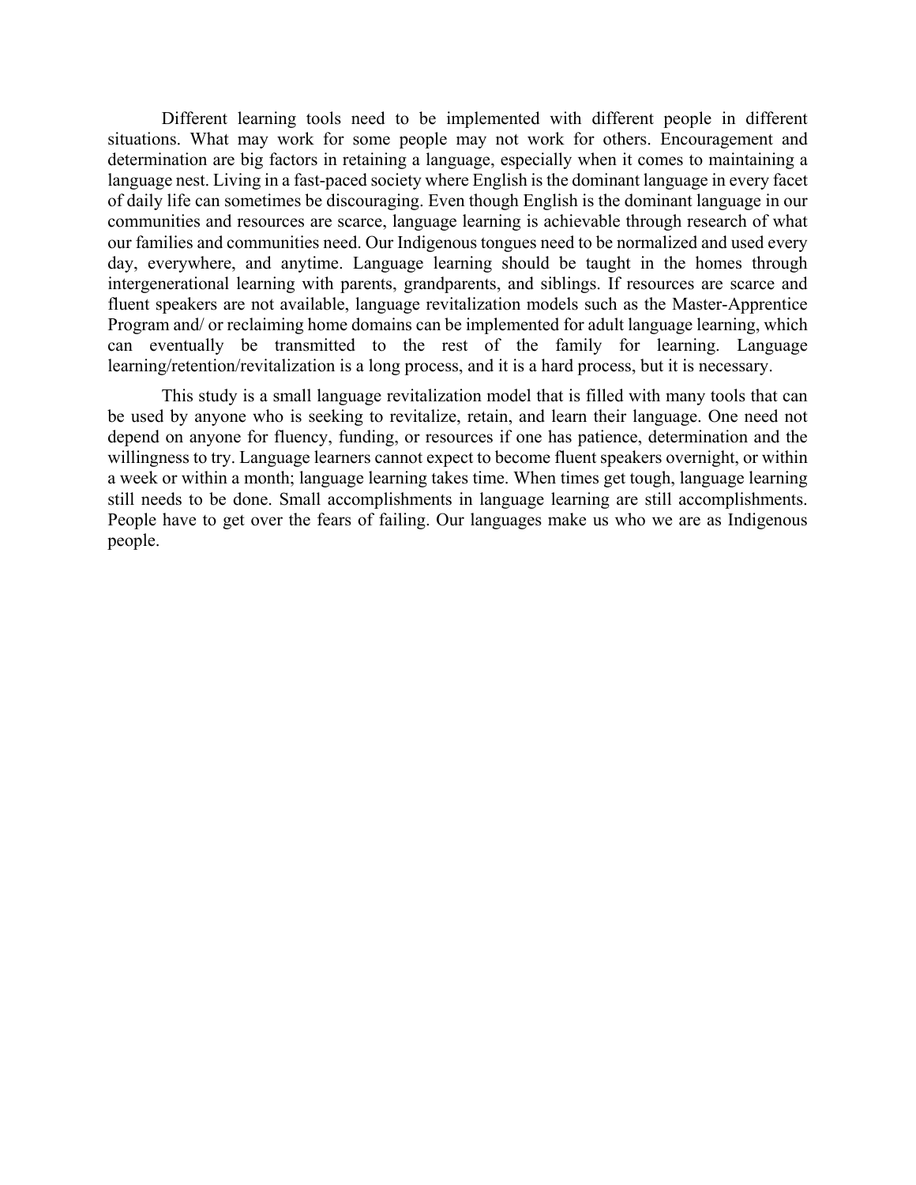Different learning tools need to be implemented with different people in different situations. What may work for some people may not work for others. Encouragement and determination are big factors in retaining a language, especially when it comes to maintaining a language nest. Living in a fast-paced society where English is the dominant language in every facet of daily life can sometimes be discouraging. Even though English is the dominant language in our communities and resources are scarce, language learning is achievable through research of what our families and communities need. Our Indigenous tongues need to be normalized and used every day, everywhere, and anytime. Language learning should be taught in the homes through intergenerational learning with parents, grandparents, and siblings. If resources are scarce and fluent speakers are not available, language revitalization models such as the Master-Apprentice Program and/ or reclaiming home domains can be implemented for adult language learning, which can eventually be transmitted to the rest of the family for learning. Language learning/retention/revitalization is a long process, and it is a hard process, but it is necessary.

This study is a small language revitalization model that is filled with many tools that can be used by anyone who is seeking to revitalize, retain, and learn their language. One need not depend on anyone for fluency, funding, or resources if one has patience, determination and the willingness to try. Language learners cannot expect to become fluent speakers overnight, or within a week or within a month; language learning takes time. When times get tough, language learning still needs to be done. Small accomplishments in language learning are still accomplishments. People have to get over the fears of failing. Our languages make us who we are as Indigenous people.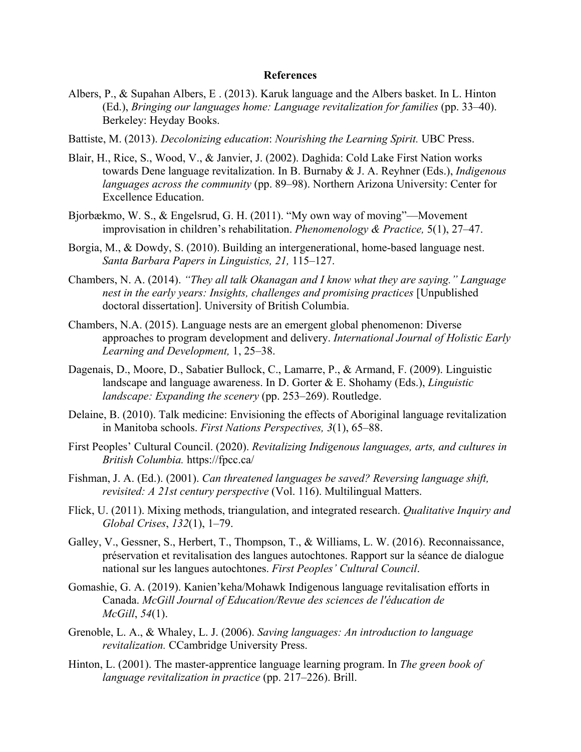## References

Albers, P., & Supahan Albers, E . (2013). Karuk language and the Albers basket. In L. Hinton (Ed.), *Bringing our languages home: Language revitalization for families* (pp. 33–40). Berkeley: Heyday Books.

Battiste, M. (2013). *Decolonizing education*: *Nourishing the Learning Spirit.* UBC Press.

Blair, H., Rice, S., Wood, V., & Janvier, J. (2002). Daghida: Cold Lake First Nation works towards Dene language revitalization. In B. Burnaby & J. A. Reyhner (Eds.), *Indigenous languages across the community* (pp. 89–98). Northern Arizona University: Center for Excellence Education.

Bjorbækmo, W. S., & Engelsrud, G. H. (2011). "My own way of moving"—Movement improvisation in children's rehabilitation. *Phenomenology & Practice,* 5(1), 27–47.

Borgia, M., & Dowdy, S. (2010). Building an intergenerational, home-based language nest. *Santa Barbara Papers in Linguistics, 21,* 115–127.

Chambers, N. A. (2014). *"They all talk Okanagan and I know what they are saying." Language nest in the early years: Insights, challenges and promising practices* [Unpublished doctoral dissertation]. University of British Columbia.

Chambers, N.A. (2015). Language nests are an emergent global phenomenon: Diverse approaches to program development and delivery. *International Journal of Holistic Early Learning and Development,* 1, 25–38.

Dagenais, D., Moore, D., Sabatier Bullock, C., Lamarre, P., & Armand, F. (2009). Linguistic landscape and language awareness. In D. Gorter & E. Shohamy (Eds.), *Linguistic landscape: Expanding the scenery* (pp. 253–269). Routledge.

Delaine, B. (2010). Talk medicine: Envisioning the effects of Aboriginal language revitalization in Manitoba schools. *First Nations Perspectives, 3*(1), 65–88.

First Peoples' Cultural Council. (2020). *Revitalizing Indigenous languages, arts, and cultures in British Columbia.* https://fpcc.ca/

Fishman, J. A. (Ed.). (2001). *Can threatened languages be saved? Reversing language shift, revisited: A 21st century perspective* (Vol. 116). Multilingual Matters.

Flick, U. (2011). Mixing methods, triangulation, and integrated research. *Qualitative Inquiry and Global Crises*, *132*(1), 1–79.

Galley, V., Gessner, S., Herbert, T., Thompson, T., & Williams, L. W. (2016). Reconnaissance, préservation et revitalisation des langues autochtones. Rapport sur la séance de dialogue national sur les langues autochtones. *First Peoples' Cultural Council*.

Gomashie, G. A. (2019). Kanien'keha/Mohawk Indigenous language revitalisation efforts in Canada. *McGill Journal of Education/Revue des sciences de l'éducation de McGill*, *54*(1).

Grenoble, L. A., & Whaley, L. J. (2006). *Saving languages: An introduction to language revitalization.* CCambridge University Press.

Hinton, L. (2001). The master-apprentice language learning program. In *The green book of language revitalization in practice* (pp. 217–226). Brill.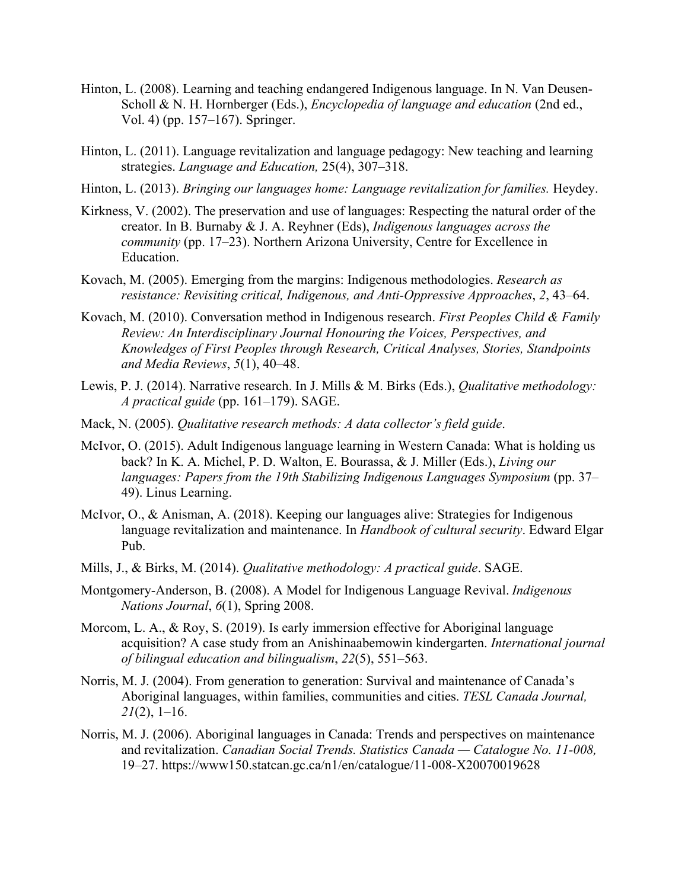Hinton, L. (2008). Learning and teaching endangered Indigenous language. In N. Van Deusen-Scholl & N. H. Hornberger (Eds.), *Encyclopedia of language and education* (2nd ed., Vol. 4) (pp. 157–167). Springer.

Hinton, L. (2011). Language revitalization and language pedagogy: New teaching and learning strategies. *Language and Education,* 25(4), 307–318.

Hinton, L. (2013). *Bringing our languages home: Language revitalization for families.* Heydey.

Kirkness, V. (2002). The preservation and use of languages: Respecting the natural order of the creator. In B. Burnaby & J. A. Reyhner (Eds), *Indigenous languages across the community* (pp. 17–23). Northern Arizona University, Centre for Excellence in Education.

Kovach, M. (2005). Emerging from the margins: Indigenous methodologies. *Research as resistance: Revisiting critical, Indigenous, and Anti-Oppressive Approaches*, *2*, 43–64.

Kovach, M. (2010). Conversation method in Indigenous research. *First Peoples Child & Family Review: An Interdisciplinary Journal Honouring the Voices, Perspectives, and Knowledges of First Peoples through Research, Critical Analyses, Stories, Standpoints and Media Reviews*, *5*(1), 40–48.

Lewis, P. J. (2014). Narrative research. In J. Mills & M. Birks (Eds.), *Qualitative methodology: A practical guide* (pp. 161–179). SAGE.

Mack, N. (2005). *Qualitative research methods: A data collector's field guide*.

McIvor, O. (2015). Adult Indigenous language learning in Western Canada: What is holding us back? In K. A. Michel, P. D. Walton, E. Bourassa, & J. Miller (Eds.), *Living our languages: Papers from the 19th Stabilizing Indigenous Languages Symposium* (pp. 37–49). Linus Learning.

McIvor, O., & Anisman, A. (2018). Keeping our languages alive: Strategies for Indigenous language revitalization and maintenance. In *Handbook of cultural security*. Edward Elgar Pub.

Mills, J., & Birks, M. (2014). *Qualitative methodology: A practical guide*. SAGE.

Montgomery-Anderson, B. (2008). A Model for Indigenous Language Revival. *Indigenous Nations Journal*, *6*(1), Spring 2008.

Morcom, L. A., & Roy, S. (2019). Is early immersion effective for Aboriginal language acquisition? A case study from an Anishinaabemowin kindergarten. *International journal of bilingual education and bilingualism*, *22*(5), 551–563.

Norris, M. J. (2004). From generation to generation: Survival and maintenance of Canada's Aboriginal languages, within families, communities and cities. *TESL Canada Journal, 21*(2), 1–16.

Norris, M. J. (2006). Aboriginal languages in Canada: Trends and perspectives on maintenance and revitalization. *Canadian Social Trends. Statistics Canada — Catalogue No. 11-008,* 19–27. https://www150.statcan.gc.ca/n1/en/catalogue/11-008-X20070019628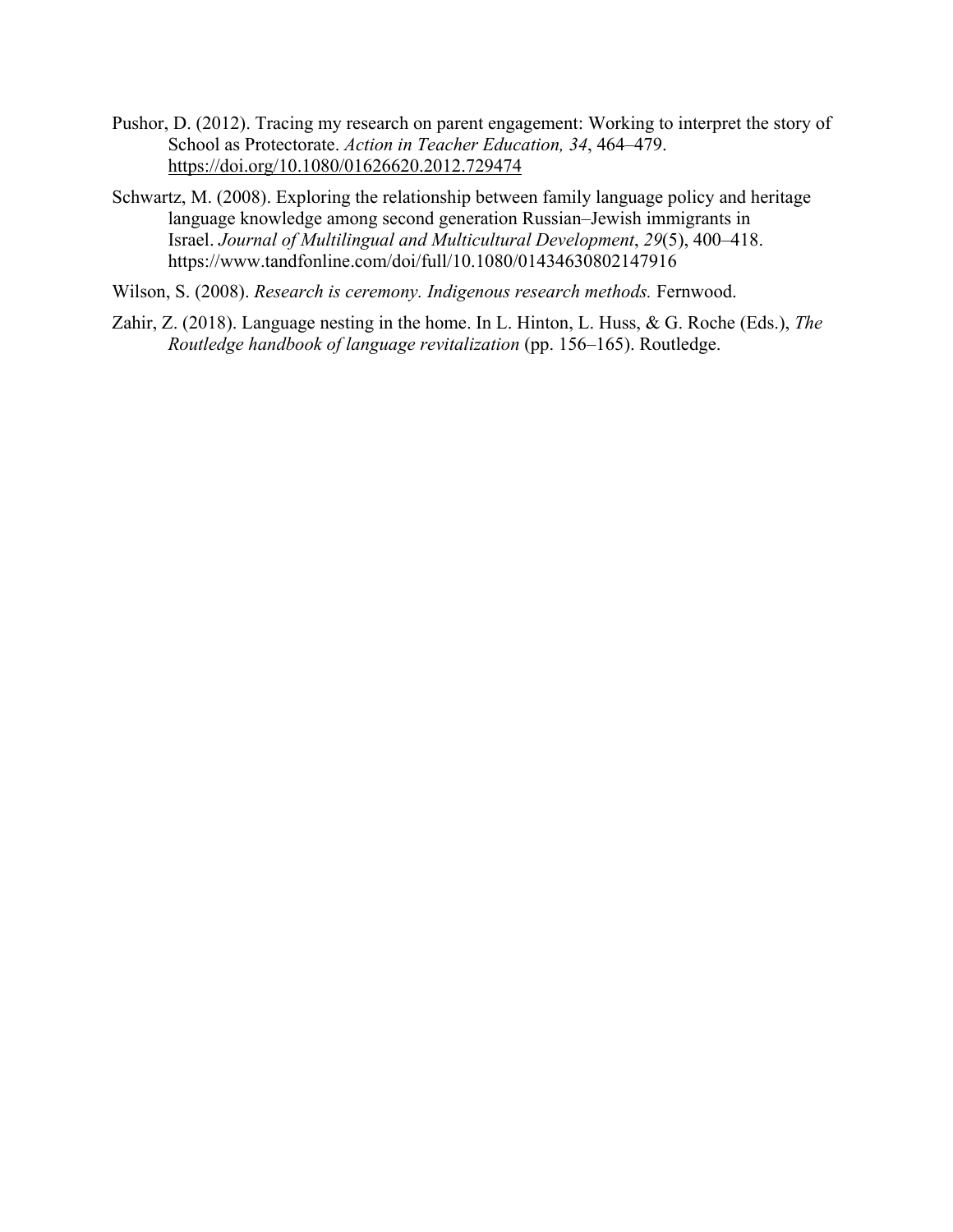Pushor, D. (2012). Tracing my research on parent engagement: Working to interpret the story of School as Protectorate. *Action in Teacher Education, 34*, 464–479. https://doi.org/10.1080/01626620.2012.729474

Schwartz, M. (2008). Exploring the relationship between family language policy and heritage language knowledge among second generation Russian–Jewish immigrants in Israel. *Journal of Multilingual and Multicultural Development*, *29*(5), 400–418. https://www.tandfonline.com/doi/full/10.1080/01434630802147916

Wilson, S. (2008). *Research is ceremony. Indigenous research methods.* Fernwood.

Zahir, Z. (2018). Language nesting in the home. In L. Hinton, L. Huss, & G. Roche (Eds.), *The Routledge handbook of language revitalization* (pp. 156–165). Routledge.